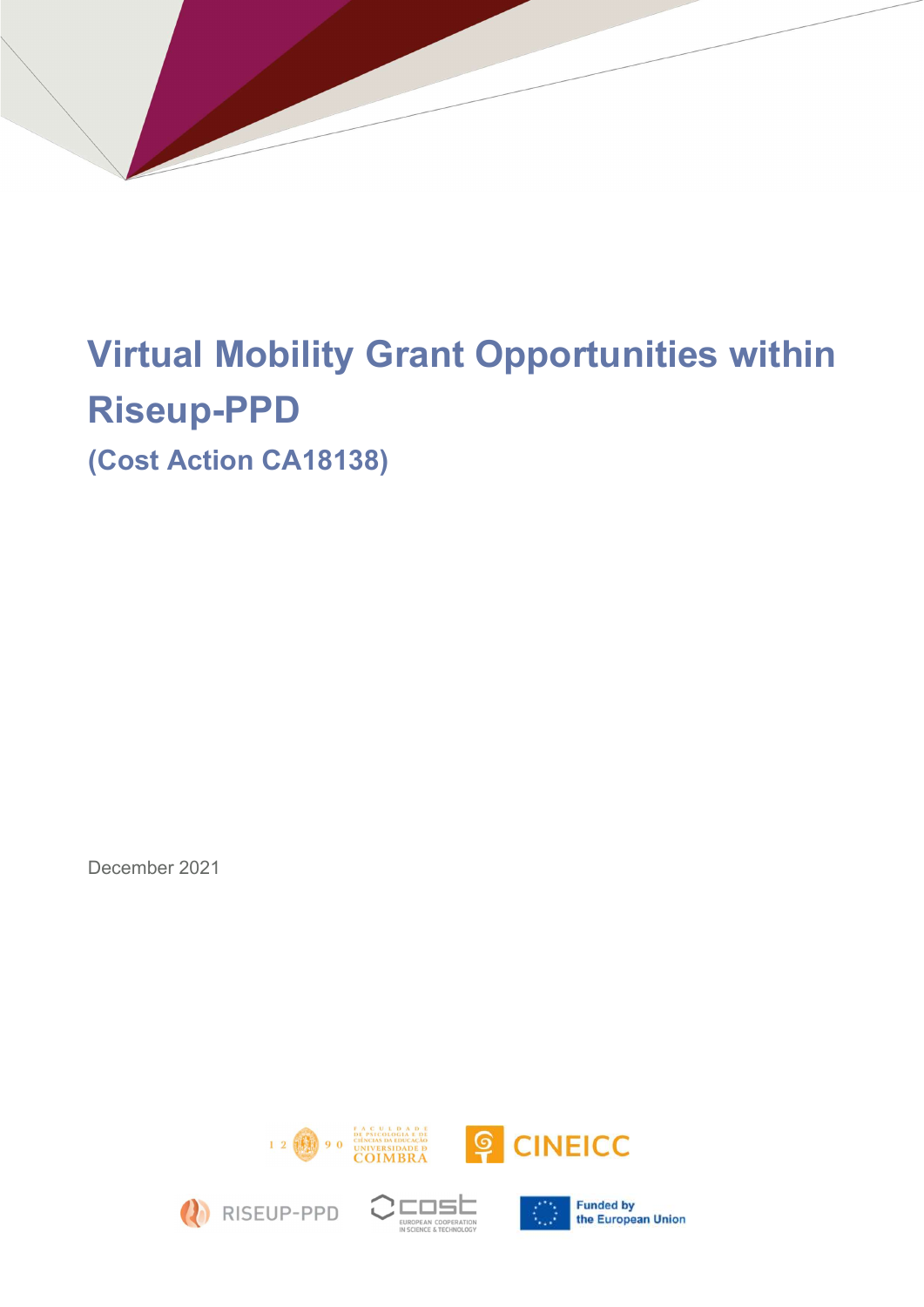# Virtual Mobility Grant Opportunities within Riseup-PPD

## (Cost Action CA18138)

December 2021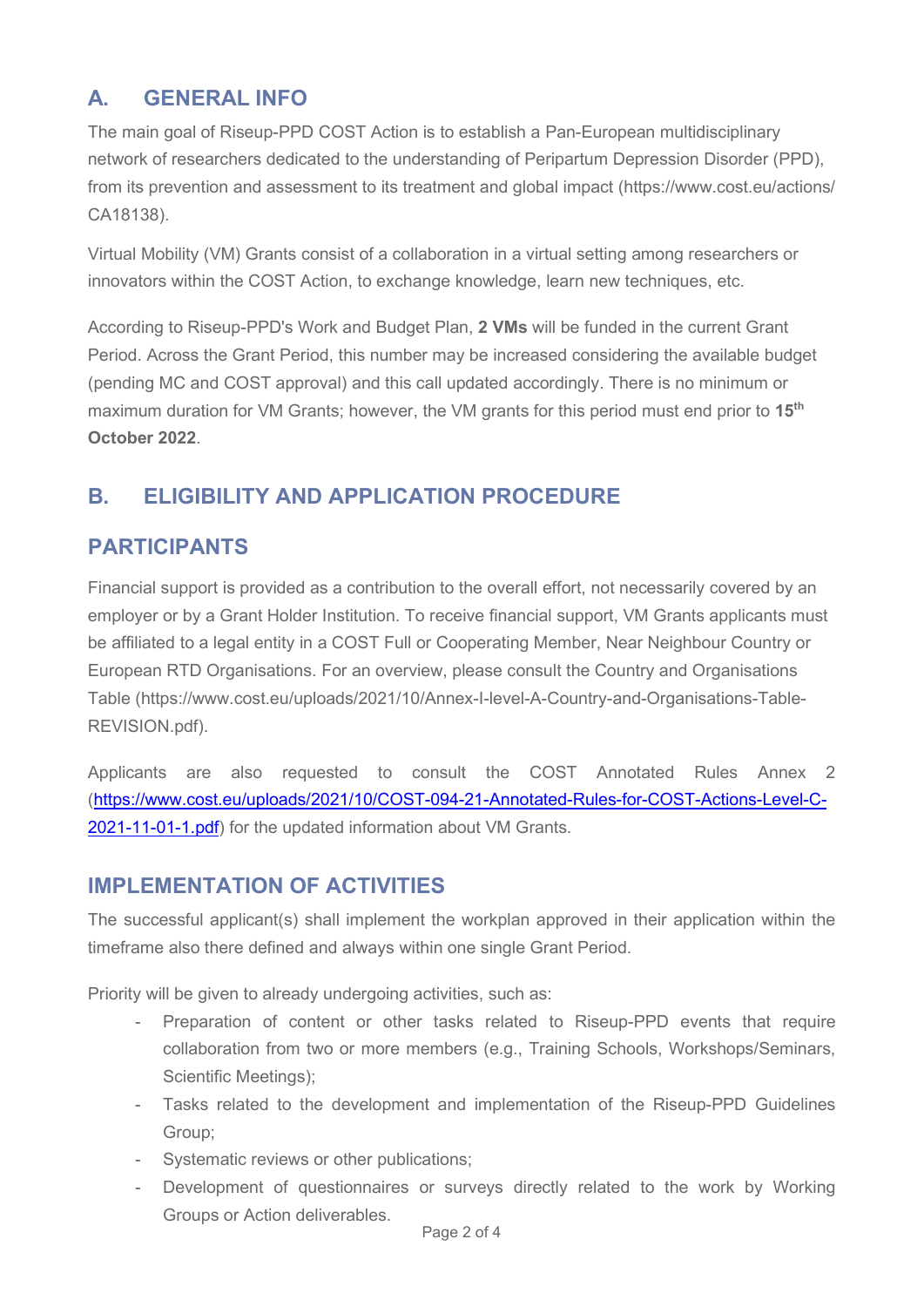## A. GENERAL INFO

The main goal of Riseup-PPD COST Action is to establish a Pan-European multidisciplinary network of researchers dedicated to the understanding of Peripartum Depression Disorder (PPD), from its prevention and assessment to its treatment and global impact (https://www.cost.eu/actions/CA18138).

Virtual Mobility (VM) Grants consist of a collaboration in a virtual setting among researchers or innovators within the COST Action, to exchange knowledge, learn new techniques, etc.

According to Riseup-PPD's Work and Budget Plan, **2 VMs** will be funded in the current Grant Period. Across the Grant Period, this number may be increased considering the available budget (pending MC and COST approval) and this call updated accordingly. There is no minimum or maximum duration for VM Grants; however, the VM grants for this period must end prior to **15th October 2022**.

## B. ELIGIBILITY AND APPLICATION PROCEDURE

## PARTICIPANTS

Financial support is provided as a contribution to the overall effort, not necessarily covered by an employer or by a Grant Holder Institution. To receive financial support, VM Grants applicants must be affiliated to a legal entity in a COST Full or Cooperating Member, Near Neighbour Country or European RTD Organisations. For an overview, please consult the Country and Organisations Table (https://www.cost.eu/uploads/2021/10/Annex-I-level-A-Country-and-Organisations-Table-REVISION.pdf).

Applicants are also requested to consult the COST Annotated Rules Annex 2 (https://www.cost.eu/uploads/2021/10/COST-094-21-Annotated-Rules-for-COST-Actions-Level-C-2021-11-01-1.pdf) for the updated information about VM Grants.

## IMPLEMENTATION OF ACTIVITIES

The successful applicant(s) shall implement the workplan approved in their application within the timeframe also there defined and always within one single Grant Period.

Priority will be given to already undergoing activities, such as:

- Preparation of content or other tasks related to Riseup-PPD events that require collaboration from two or more members (e.g., Training Schools, Workshops/Seminars, Scientific Meetings);
- Tasks related to the development and implementation of the Riseup-PPD Guidelines Group;
- Systematic reviews or other publications;
- Development of questionnaires or surveys directly related to the work by Working Groups or Action deliverables.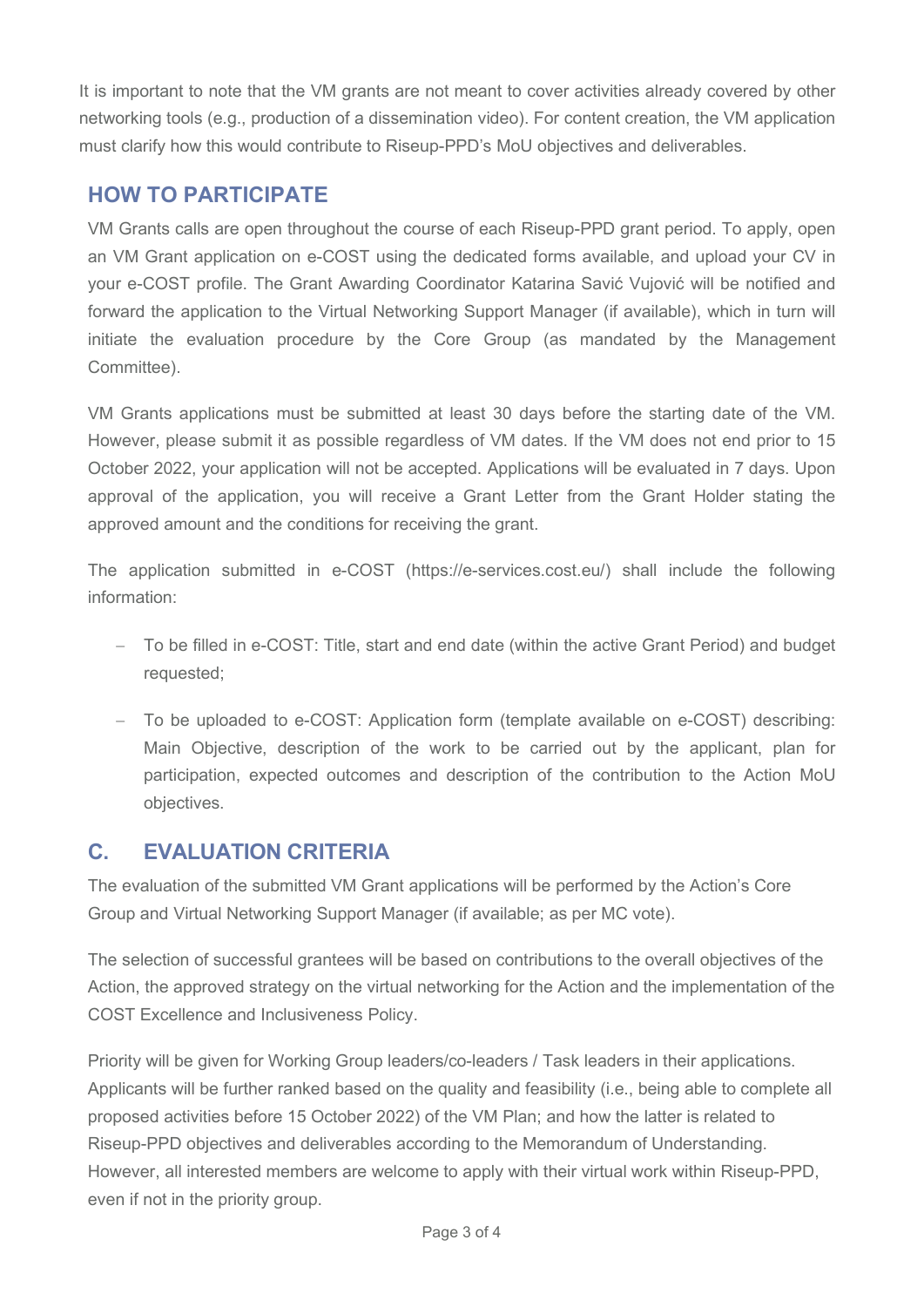It is important to note that the VM grants are not meant to cover activities already covered by other networking tools (e.g., production of a dissemination video). For content creation, the VM application must clarify how this would contribute to Riseup-PPD's MoU objectives and deliverables.

## HOW TO PARTICIPATE

VM Grants calls are open throughout the course of each Riseup-PPD grant period. To apply, open an VM Grant application on e-COST using the dedicated forms available, and upload your CV in your e-COST profile. The Grant Awarding Coordinator Katarina Savić Vujović will be notified and forward the application to the Virtual Networking Support Manager (if available), which in turn will initiate the evaluation procedure by the Core Group (as mandated by the Management Committee).

VM Grants applications must be submitted at least 30 days before the starting date of the VM. However, please submit it as possible regardless of VM dates. If the VM does not end prior to 15 October 2022, your application will not be accepted. Applications will be evaluated in 7 days. Upon approval of the application, you will receive a Grant Letter from the Grant Holder stating the approved amount and the conditions for receiving the grant.

The application submitted in e-COST (https://e-services.cost.eu/) shall include the following information:

- To be filled in e-COST: Title, start and end date (within the active Grant Period) and budget requested;
- To be uploaded to e-COST: Application form (template available on e-COST) describing: Main Objective, description of the work to be carried out by the applicant, plan for participation, expected outcomes and description of the contribution to the Action MoU objectives.

## C. EVALUATION CRITERIA

The evaluation of the submitted VM Grant applications will be performed by the Action's Core Group and Virtual Networking Support Manager (if available; as per MC vote).

The selection of successful grantees will be based on contributions to the overall objectives of the Action, the approved strategy on the virtual networking for the Action and the implementation of the COST Excellence and Inclusiveness Policy.

Priority will be given for Working Group leaders/co-leaders / Task leaders in their applications. Applicants will be further ranked based on the quality and feasibility (i.e., being able to complete all proposed activities before 15 October 2022) of the VM Plan; and how the latter is related to Riseup-PPD objectives and deliverables according to the Memorandum of Understanding. However, all interested members are welcome to apply with their virtual work within Riseup-PPD, even if not in the priority group.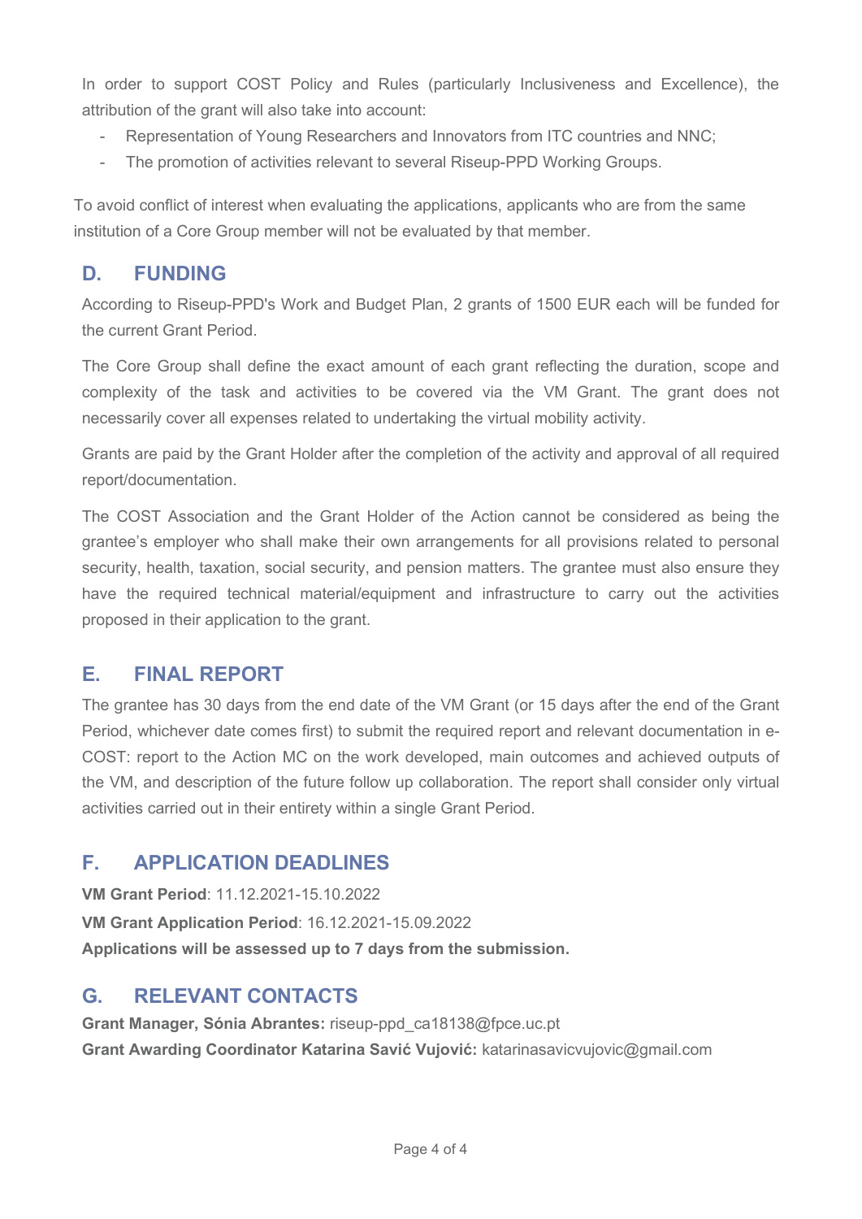In order to support COST Policy and Rules (particularly Inclusiveness and Excellence), the attribution of the grant will also take into account:

- Representation of Young Researchers and Innovators from ITC countries and NNC;
- The promotion of activities relevant to several Riseup-PPD Working Groups.

To avoid conflict of interest when evaluating the applications, applicants who are from the same institution of a Core Group member will not be evaluated by that member.

## D. FUNDING

According to Riseup-PPD's Work and Budget Plan, 2 grants of 1500 EUR each will be funded for the current Grant Period.

The Core Group shall define the exact amount of each grant reflecting the duration, scope and complexity of the task and activities to be covered via the VM Grant. The grant does not necessarily cover all expenses related to undertaking the virtual mobility activity.

Grants are paid by the Grant Holder after the completion of the activity and approval of all required report/documentation.

The COST Association and the Grant Holder of the Action cannot be considered as being the grantee's employer who shall make their own arrangements for all provisions related to personal security, health, taxation, social security, and pension matters. The grantee must also ensure they have the required technical material/equipment and infrastructure to carry out the activities proposed in their application to the grant.

## E. FINAL REPORT

The grantee has 30 days from the end date of the VM Grant (or 15 days after the end of the Grant Period, whichever date comes first) to submit the required report and relevant documentation in e-COST: report to the Action MC on the work developed, main outcomes and achieved outputs of the VM, and description of the future follow up collaboration. The report shall consider only virtual activities carried out in their entirety within a single Grant Period.

## F. APPLICATION DEADLINES

**VM Grant Period**: 11.12.2021-15.10.2022

**VM Grant Application Period**: 16.12.2021-15.09.2022

**Applications will be assessed up to 7 days from the submission.**

## G. RELEVANT CONTACTS

**Grant Manager, Sónia Abrantes:** riseup-ppd_ca18138@fpce.uc.pt

**Grant Awarding Coordinator Katarina Savić Vujović:** katarinasavicvujovic@gmail.com